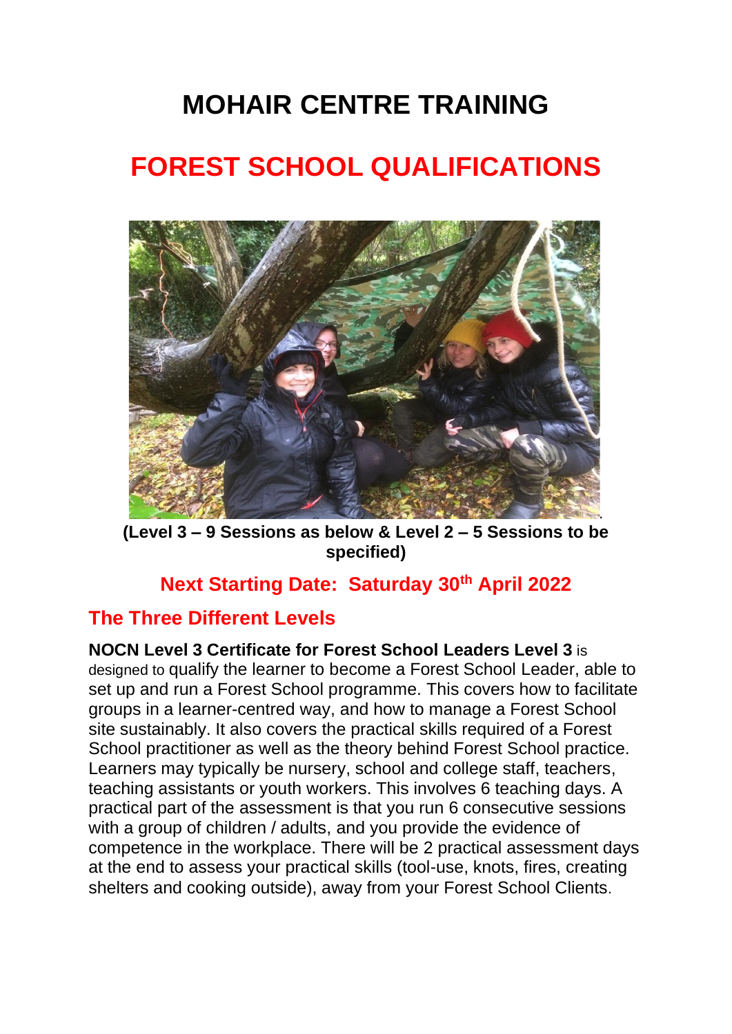# MOHAIR CENTRE TRAINING

# FOREST SCHOOL QUALIFICATIONS

**(Level 3 – 9 Sessions as below & Level 2 – 5 Sessions to be specified)**

## Next Starting Date: Saturday 30th April 2022

## The Three Different Levels

**NOCN Level 3 Certificate for Forest School Leaders Level 3** is designed to qualify the learner to become a Forest School Leader, able to set up and run a Forest School programme. This covers how to facilitate groups in a learner-centred way, and how to manage a Forest School site sustainably. It also covers the practical skills required of a Forest School practitioner as well as the theory behind Forest School practice. Learners may typically be nursery, school and college staff, teachers, teaching assistants or youth workers. This involves 6 teaching days. A practical part of the assessment is that you run 6 consecutive sessions with a group of children / adults, and you provide the evidence of competence in the workplace. There will be 2 practical assessment days at the end to assess your practical skills (tool-use, knots, fires, creating shelters and cooking outside), away from your Forest School Clients.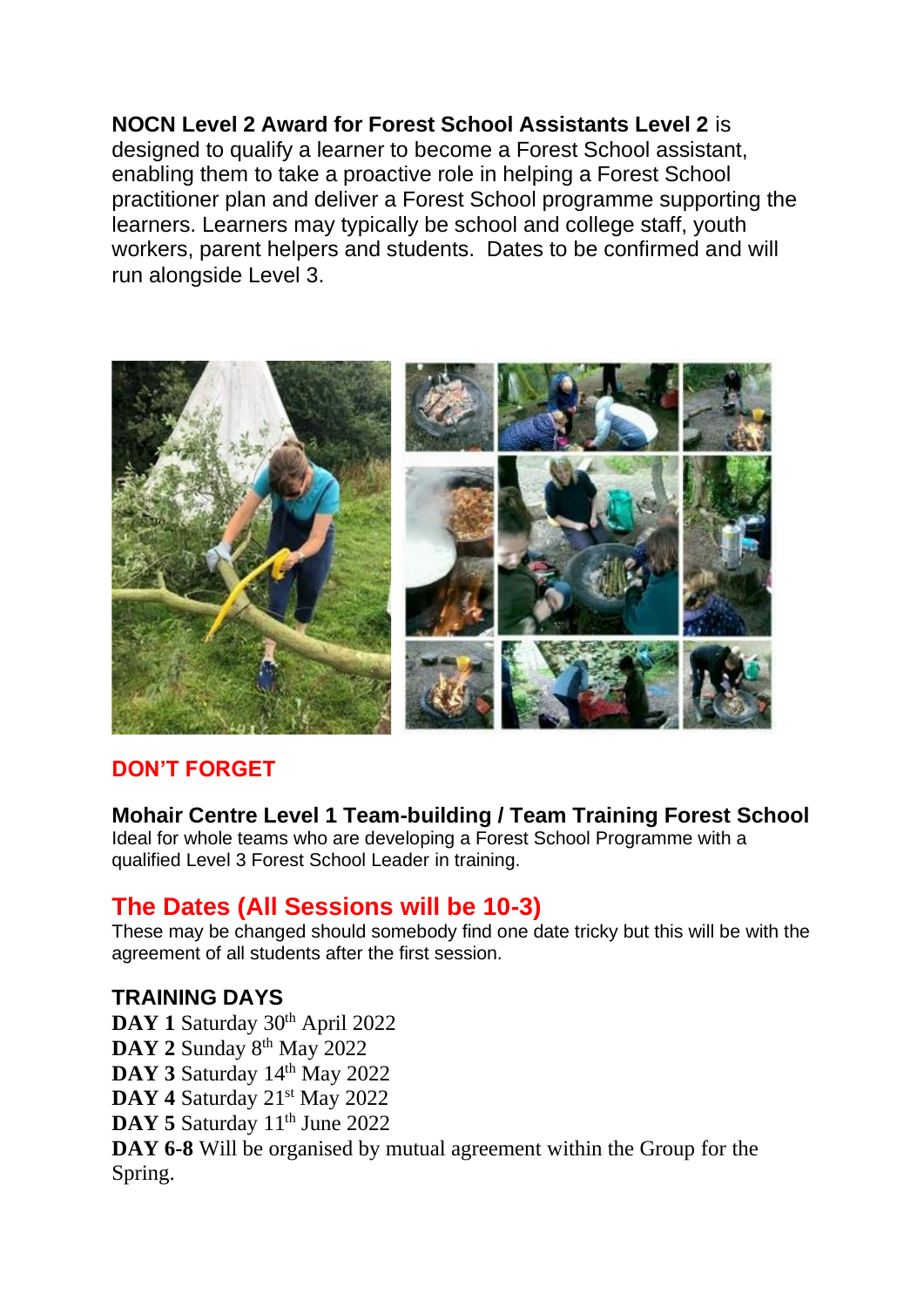**NOCN Level 2 Award for Forest School Assistants Level 2** is designed to qualify a learner to become a Forest School assistant, enabling them to take a proactive role in helping a Forest School practitioner plan and deliver a Forest School programme supporting the learners. Learners may typically be school and college staff, youth workers, parent helpers and students. Dates to be confirmed and will run alongside Level 3.

## DON'T FORGET

**Mohair Centre Level 1 Team-building / Team Training Forest School**
Ideal for whole teams who are developing a Forest School Programme with a qualified Level 3 Forest School Leader in training.

## The Dates (All Sessions will be 10-3)

These may be changed should somebody find one date tricky but this will be with the agreement of all students after the first session.

### TRAINING DAYS

**DAY 1** Saturday 30th April 2022
**DAY 2** Sunday 8th May 2022
**DAY 3** Saturday 14th May 2022
**DAY 4** Saturday 21st May 2022
**DAY 5** Saturday 11th June 2022
**DAY 6-8** Will be organised by mutual agreement within the Group for the Spring.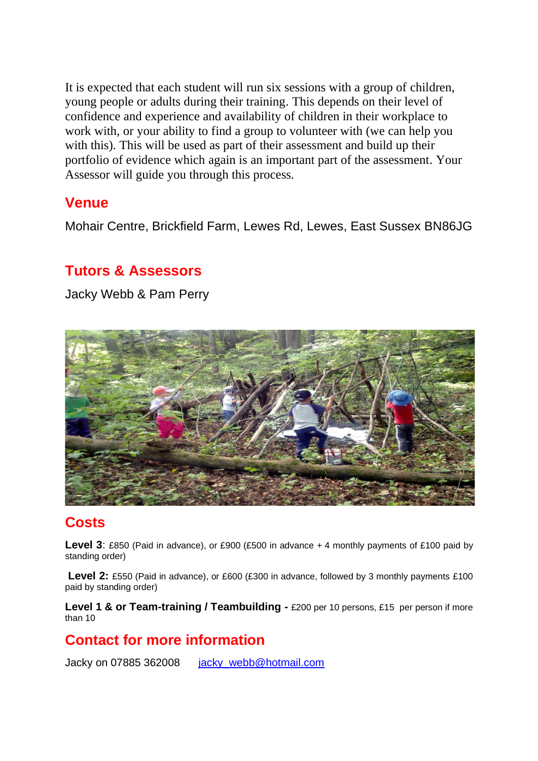It is expected that each student will run six sessions with a group of children, young people or adults during their training. This depends on their level of confidence and experience and availability of children in their workplace to work with, or your ability to find a group to volunteer with (we can help you with this). This will be used as part of their assessment and build up their portfolio of evidence which again is an important part of the assessment. Your Assessor will guide you through this process.

## Venue

Mohair Centre, Brickfield Farm, Lewes Rd, Lewes, East Sussex BN86JG

## Tutors & Assessors

Jacky Webb & Pam Perry

## Costs

**Level 3**: £850 (Paid in advance), or £900 (£500 in advance + 4 monthly payments of £100 paid by standing order)

**Level 2:** £550 (Paid in advance), or £600 (£300 in advance, followed by 3 monthly payments £100 paid by standing order)

**Level 1 & or Team-training / Teambuilding -** £200 per 10 persons, £15 per person if more than 10

## Contact for more information

Jacky on 07885 362008 jacky_webb@hotmail.com